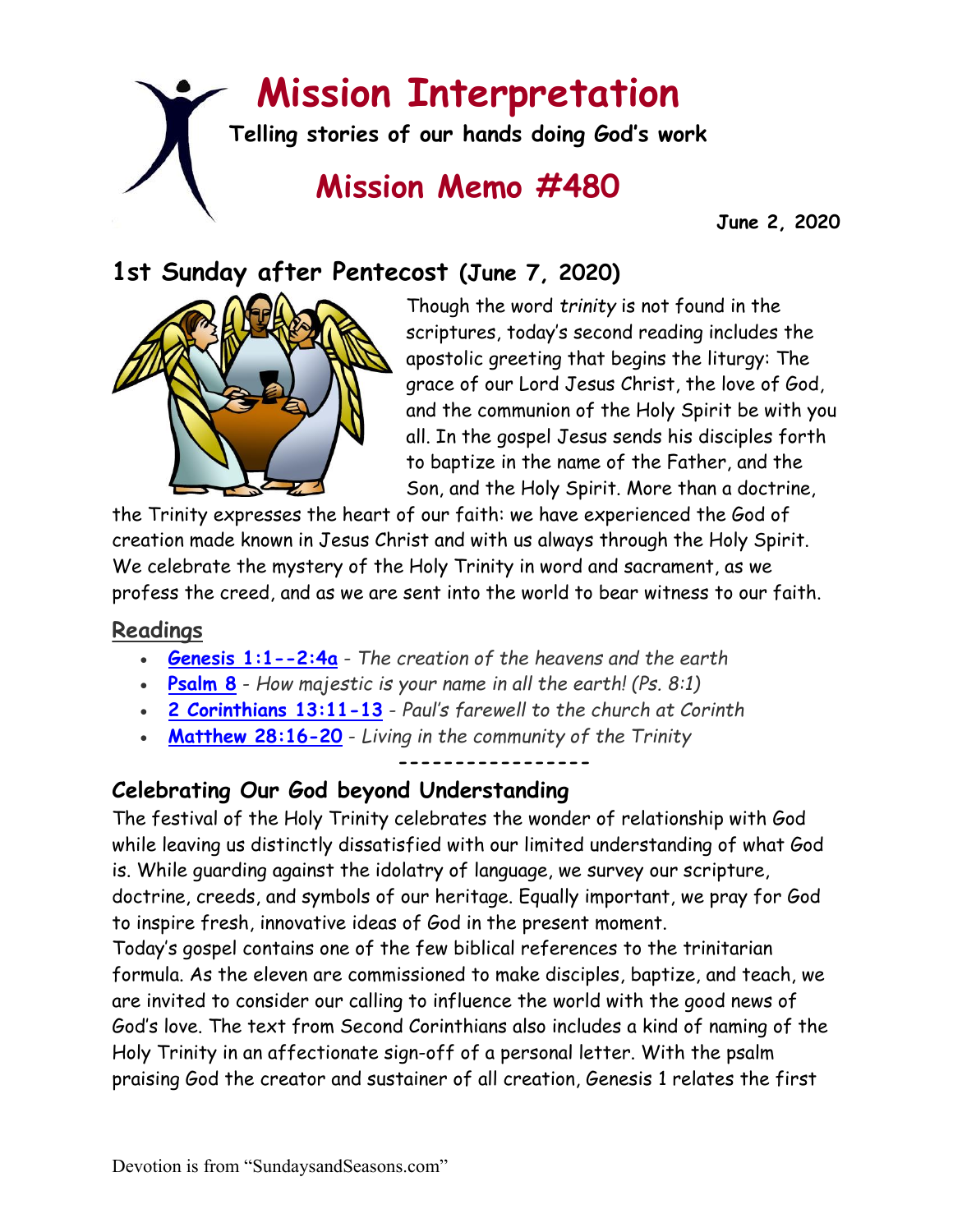# Mission Interpretation

**Telling stories of our hands doing God's work**

## Mission Memo #480

**June 2, 2020**

## 1st Sunday after Pentecost (June 7, 2020)

Though the word *trinity* is not found in the scriptures, today's second reading includes the apostolic greeting that begins the liturgy: The grace of our Lord Jesus Christ, the love of God, and the communion of the Holy Spirit be with you all. In the gospel Jesus sends his disciples forth to baptize in the name of the Father, and the Son, and the Holy Spirit. More than a doctrine, the Trinity expresses the heart of our faith: we have experienced the God of creation made known in Jesus Christ and with us always through the Holy Spirit. We celebrate the mystery of the Holy Trinity in word and sacrament, as we profess the creed, and as we are sent into the world to bear witness to our faith.

### Readings

- **Genesis 1:1--2:4a** - *The creation of the heavens and the earth*
- **Psalm 8** - *How majestic is your name in all the earth! (Ps. 8:1)*
- **2 Corinthians 13:11-13** - *Paul's farewell to the church at Corinth*
- **Matthew 28:16-20** - *Living in the community of the Trinity*

-----------------

### Celebrating Our God beyond Understanding

The festival of the Holy Trinity celebrates the wonder of relationship with God while leaving us distinctly dissatisfied with our limited understanding of what God is. While guarding against the idolatry of language, we survey our scripture, doctrine, creeds, and symbols of our heritage. Equally important, we pray for God to inspire fresh, innovative ideas of God in the present moment.

Today's gospel contains one of the few biblical references to the trinitarian formula. As the eleven are commissioned to make disciples, baptize, and teach, we are invited to consider our calling to influence the world with the good news of God's love. The text from Second Corinthians also includes a kind of naming of the Holy Trinity in an affectionate sign-off of a personal letter. With the psalm praising God the creator and sustainer of all creation, Genesis 1 relates the first

Devotion is from "SundaysandSeasons.com"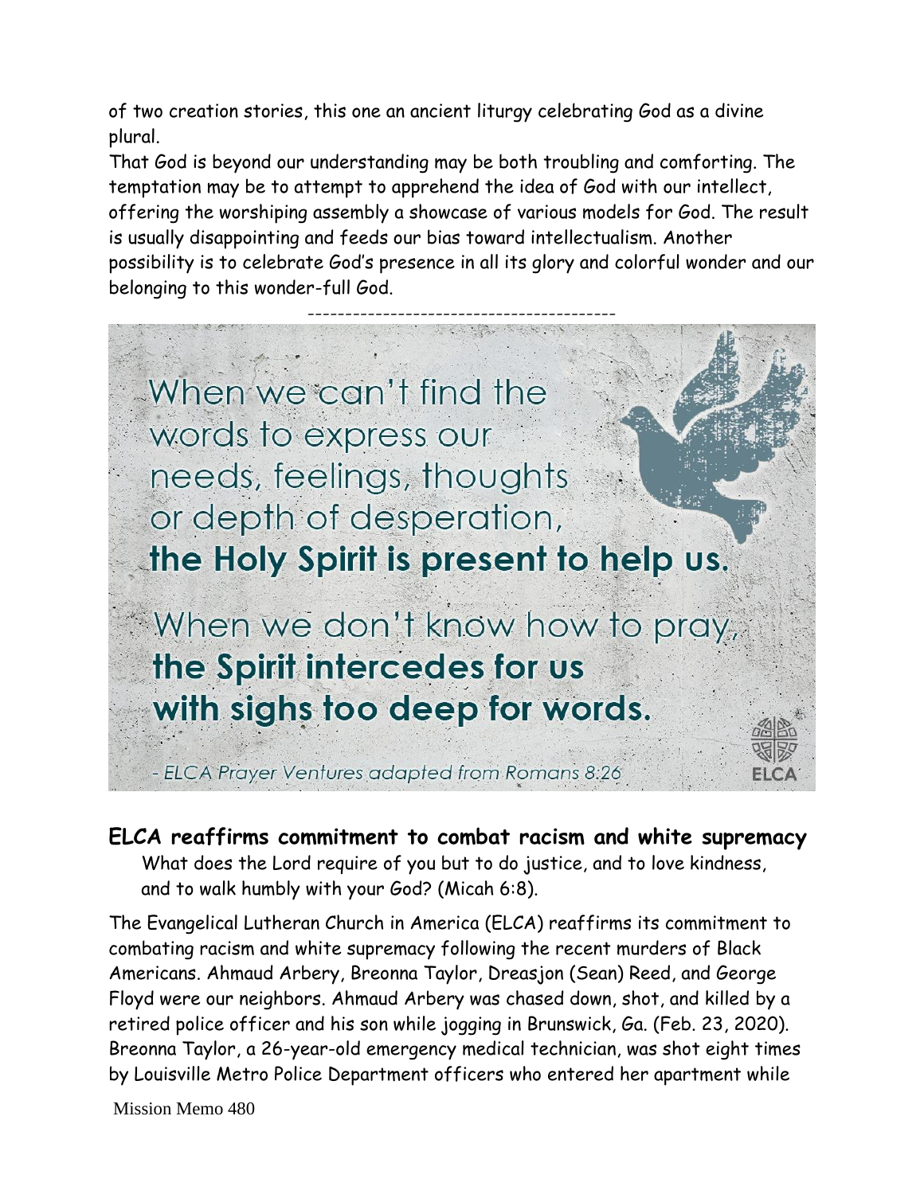of two creation stories, this one an ancient liturgy celebrating God as a divine plural.

That God is beyond our understanding may be both troubling and comforting. The temptation may be to attempt to apprehend the idea of God with our intellect, offering the worshiping assembly a showcase of various models for God. The result is usually disappointing and feeds our bias toward intellectualism. Another possibility is to celebrate God's presence in all its glory and colorful wonder and our belonging to this wonder-full God.

----------------------------------------

When we can't find the words to express our needs, feelings, thoughts or depth of desperation, **the Holy Spirit is present to help us.**

When we don't know how to pray, **the Spirit intercedes for us with sighs too deep for words.**

*- ELCA Prayer Ventures adapted from Romans 8:26*

ELCA

## ELCA reaffirms commitment to combat racism and white supremacy

What does the Lord require of you but to do justice, and to love kindness, and to walk humbly with your God? (Micah 6:8).

The Evangelical Lutheran Church in America (ELCA) reaffirms its commitment to combating racism and white supremacy following the recent murders of Black Americans. Ahmaud Arbery, Breonna Taylor, Dreasjon (Sean) Reed, and George Floyd were our neighbors. Ahmaud Arbery was chased down, shot, and killed by a retired police officer and his son while jogging in Brunswick, Ga. (Feb. 23, 2020). Breonna Taylor, a 26-year-old emergency medical technician, was shot eight times by Louisville Metro Police Department officers who entered her apartment while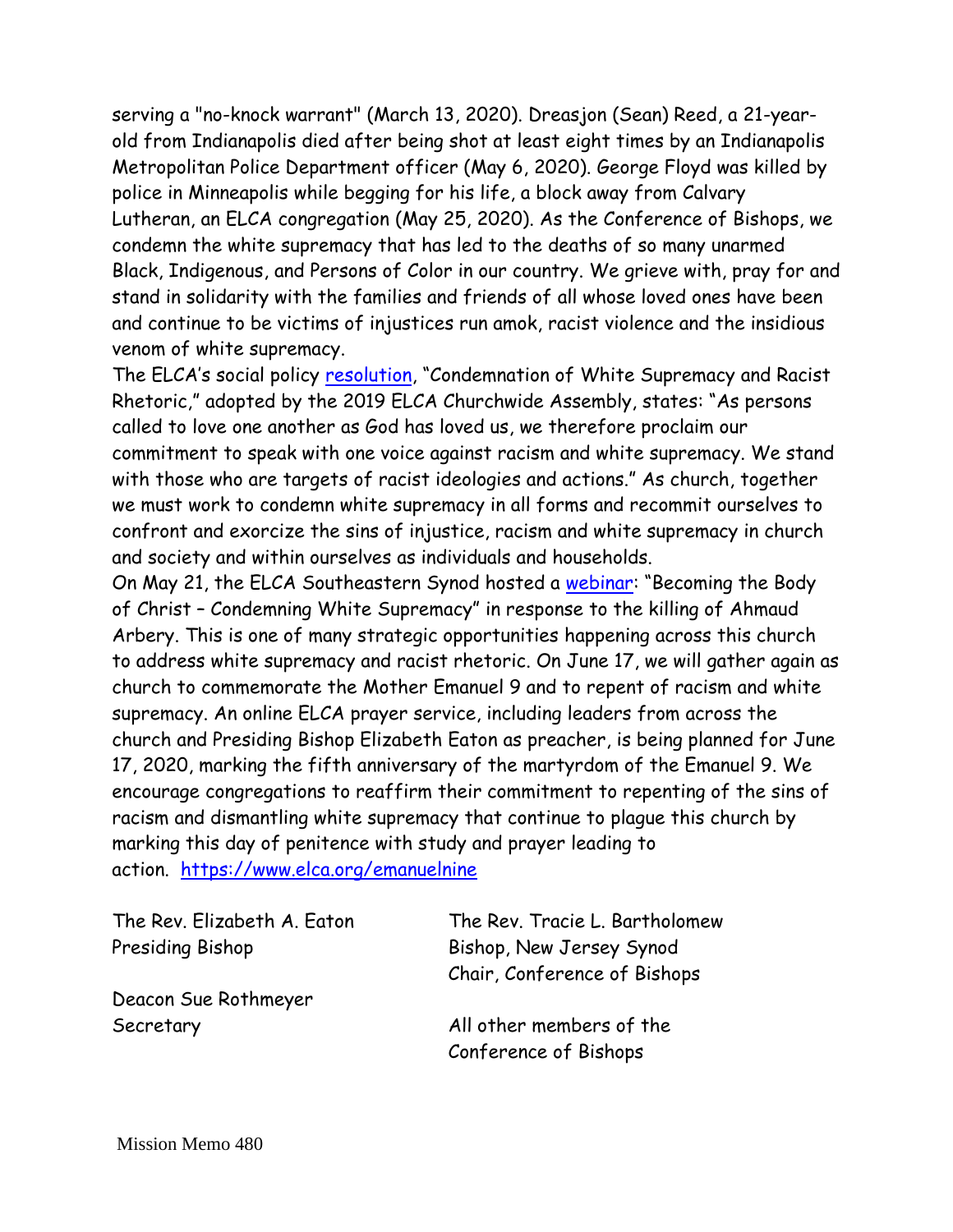serving a "no-knock warrant" (March 13, 2020). Dreasjon (Sean) Reed, a 21-year-old from Indianapolis died after being shot at least eight times by an Indianapolis Metropolitan Police Department officer (May 6, 2020). George Floyd was killed by police in Minneapolis while begging for his life, a block away from Calvary Lutheran, an ELCA congregation (May 25, 2020). As the Conference of Bishops, we condemn the white supremacy that has led to the deaths of so many unarmed Black, Indigenous, and Persons of Color in our country. We grieve with, pray for and stand in solidarity with the families and friends of all whose loved ones have been and continue to be victims of injustices run amok, racist violence and the insidious venom of white supremacy.

The ELCA's social policy resolution, "Condemnation of White Supremacy and Racist Rhetoric," adopted by the 2019 ELCA Churchwide Assembly, states: "As persons called to love one another as God has loved us, we therefore proclaim our commitment to speak with one voice against racism and white supremacy. We stand with those who are targets of racist ideologies and actions." As church, together we must work to condemn white supremacy in all forms and recommit ourselves to confront and exorcize the sins of injustice, racism and white supremacy in church and society and within ourselves as individuals and households.

On May 21, the ELCA Southeastern Synod hosted a webinar: "Becoming the Body of Christ – Condemning White Supremacy" in response to the killing of Ahmaud Arbery. This is one of many strategic opportunities happening across this church to address white supremacy and racist rhetoric. On June 17, we will gather again as church to commemorate the Mother Emanuel 9 and to repent of racism and white supremacy. An online ELCA prayer service, including leaders from across the church and Presiding Bishop Elizabeth Eaton as preacher, is being planned for June 17, 2020, marking the fifth anniversary of the martyrdom of the Emanuel 9. We encourage congregations to reaffirm their commitment to repenting of the sins of racism and dismantling white supremacy that continue to plague this church by marking this day of penitence with study and prayer leading to action. https://www.elca.org/emanuelnine

The Rev. Elizabeth A. Eaton
Presiding Bishop

Deacon Sue Rothmeyer
Secretary

The Rev. Tracie L. Bartholomew
Bishop, New Jersey Synod
Chair, Conference of Bishops

All other members of the
Conference of Bishops

Mission Memo 480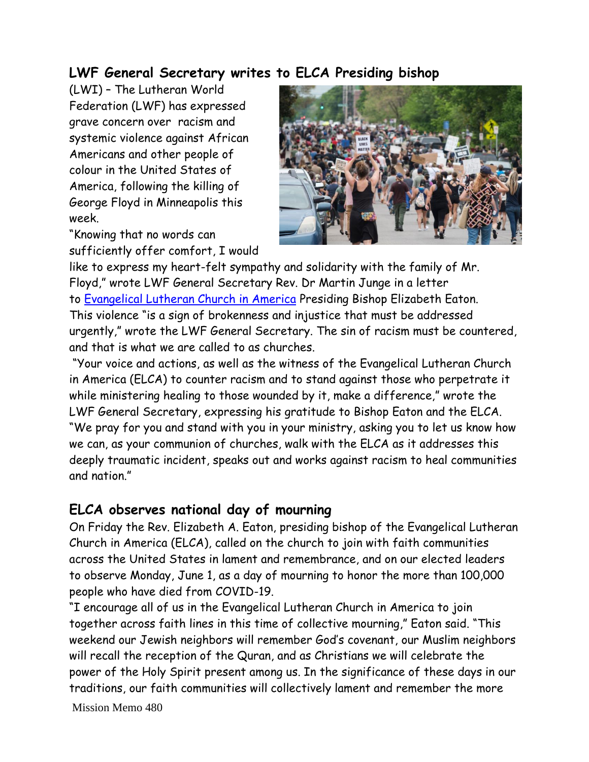## LWF General Secretary writes to ELCA Presiding bishop

(LWI) – The Lutheran World Federation (LWF) has expressed grave concern over racism and systemic violence against African Americans and other people of colour in the United States of America, following the killing of George Floyd in Minneapolis this week.

"Knowing that no words can sufficiently offer comfort, I would like to express my heart-felt sympathy and solidarity with the family of Mr. Floyd," wrote LWF General Secretary Rev. Dr Martin Junge in a letter to Evangelical Lutheran Church in America Presiding Bishop Elizabeth Eaton. This violence "is a sign of brokenness and injustice that must be addressed urgently," wrote the LWF General Secretary. The sin of racism must be countered, and that is what we are called to as churches.

"Your voice and actions, as well as the witness of the Evangelical Lutheran Church in America (ELCA) to counter racism and to stand against those who perpetrate it while ministering healing to those wounded by it, make a difference," wrote the LWF General Secretary, expressing his gratitude to Bishop Eaton and the ELCA. "We pray for you and stand with you in your ministry, asking you to let us know how we can, as your communion of churches, walk with the ELCA as it addresses this deeply traumatic incident, speaks out and works against racism to heal communities and nation."

## ELCA observes national day of mourning

On Friday the Rev. Elizabeth A. Eaton, presiding bishop of the Evangelical Lutheran Church in America (ELCA), called on the church to join with faith communities across the United States in lament and remembrance, and on our elected leaders to observe Monday, June 1, as a day of mourning to honor the more than 100,000 people who have died from COVID-19.

"I encourage all of us in the Evangelical Lutheran Church in America to join together across faith lines in this time of collective mourning," Eaton said. "This weekend our Jewish neighbors will remember God's covenant, our Muslim neighbors will recall the reception of the Quran, and as Christians we will celebrate the power of the Holy Spirit present among us. In the significance of these days in our traditions, our faith communities will collectively lament and remember the more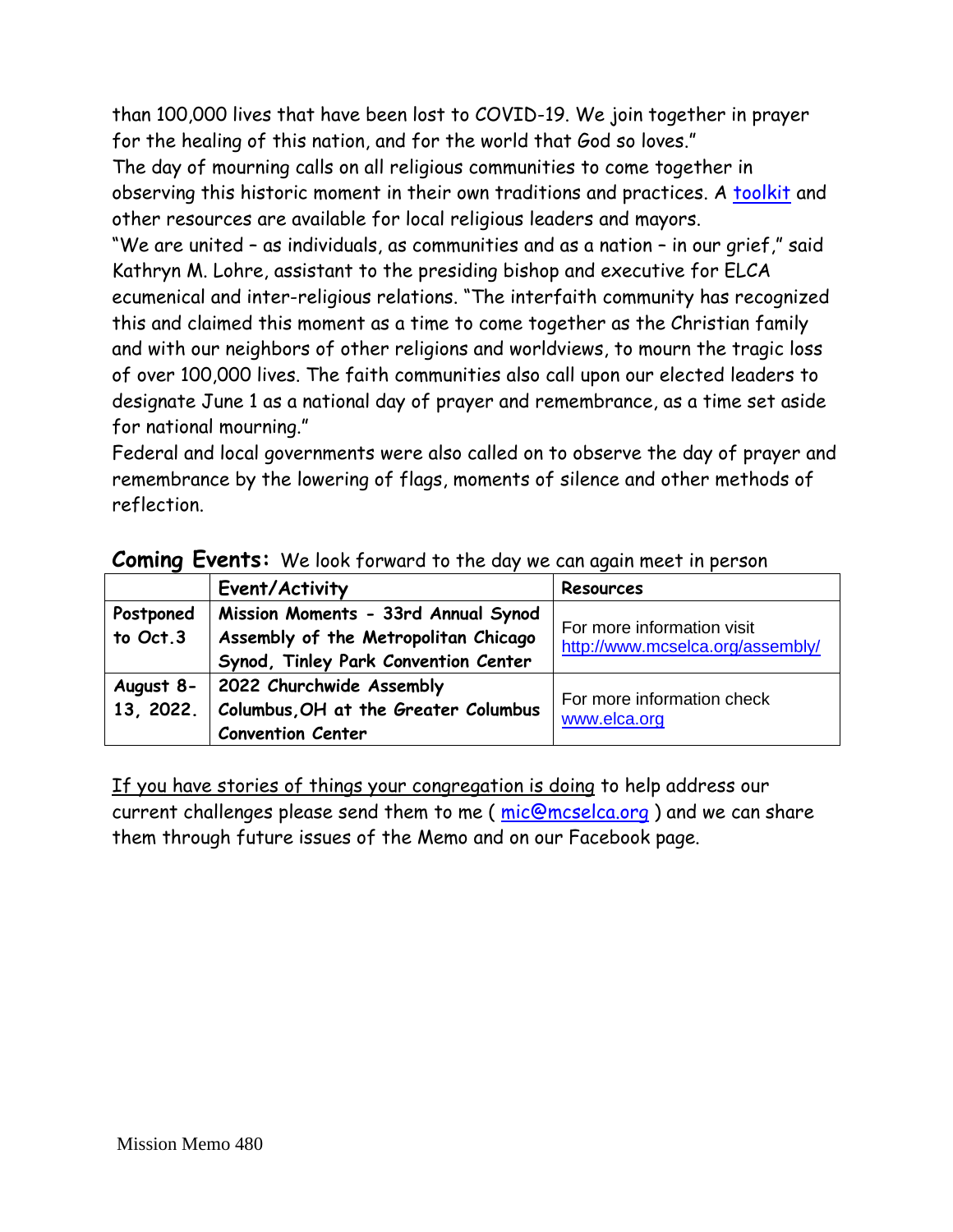than 100,000 lives that have been lost to COVID-19. We join together in prayer for the healing of this nation, and for the world that God so loves."

The day of mourning calls on all religious communities to come together in observing this historic moment in their own traditions and practices. A toolkit and other resources are available for local religious leaders and mayors.

"We are united – as individuals, as communities and as a nation – in our grief," said Kathryn M. Lohre, assistant to the presiding bishop and executive for ELCA ecumenical and inter-religious relations. "The interfaith community has recognized this and claimed this moment as a time to come together as the Christian family and with our neighbors of other religions and worldviews, to mourn the tragic loss of over 100,000 lives. The faith communities also call upon our elected leaders to designate June 1 as a national day of prayer and remembrance, as a time set aside for national mourning."

Federal and local governments were also called on to observe the day of prayer and remembrance by the lowering of flags, moments of silence and other methods of reflection.

**Coming Events:** We look forward to the day we can again meet in person

| | Event/Activity | Resources |
|---|---|---|
| **Postponed to Oct.3** | **Mission Moments - 33rd Annual Synod Assembly of the Metropolitan Chicago Synod, Tinley Park Convention Center** | For more information visit http://www.mcselca.org/assembly/ |
| **August 8-13, 2022.** | **2022 Churchwide Assembly Columbus,OH at the Greater Columbus Convention Center** | For more information check www.elca.org |

If you have stories of things your congregation is doing to help address our current challenges please send them to me ( mic@mcselca.org ) and we can share them through future issues of the Memo and on our Facebook page.